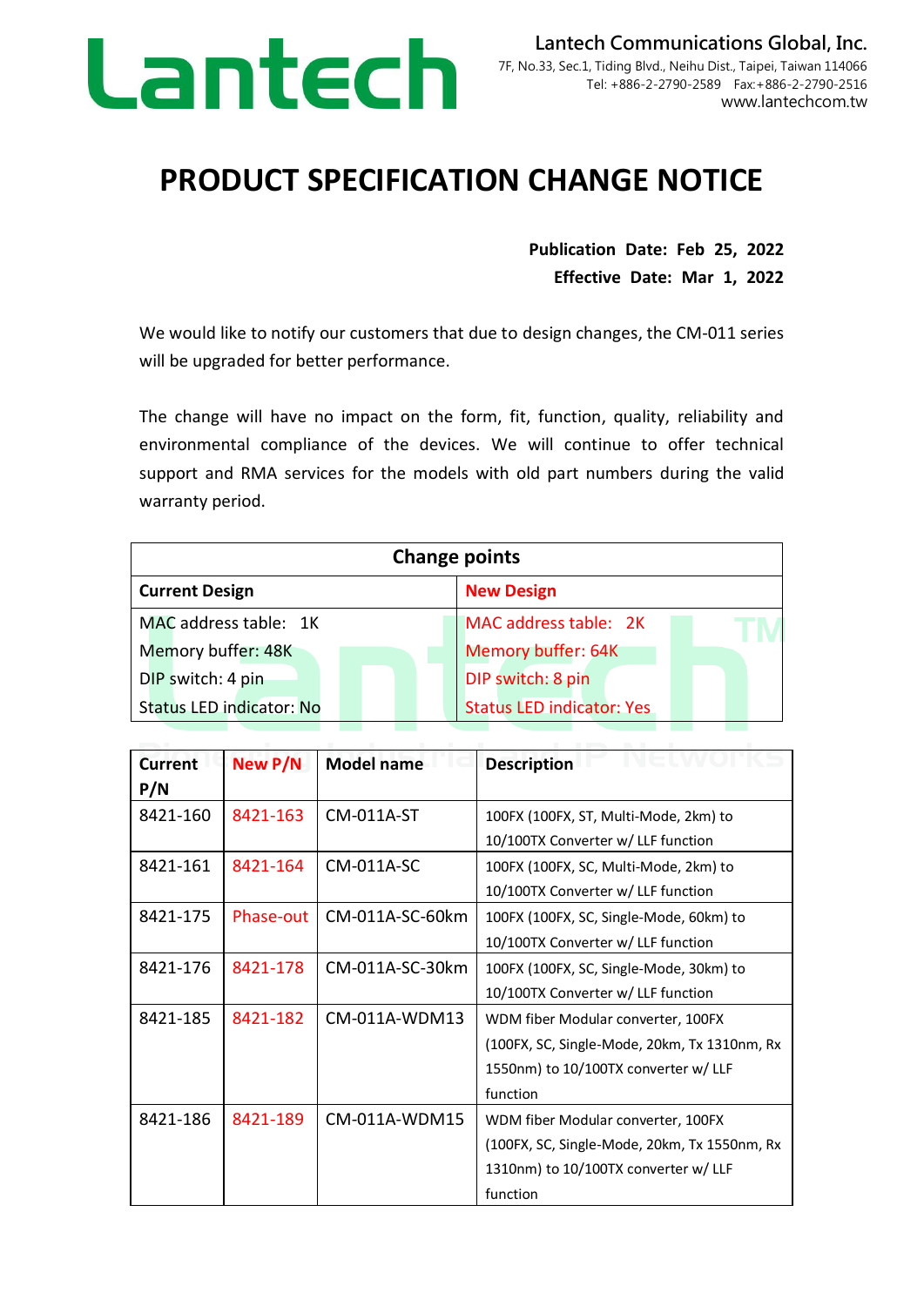Lantech

**Lantech Communications Global, Inc.**
7F, No.33, Sec.1, Tiding Blvd., Neihu Dist., Taipei, Taiwan 114066
Tel: +886-2-2790-2589 Fax:+886-2-2790-2516
www.lantechcom.tw

# PRODUCT SPECIFICATION CHANGE NOTICE

**Publication Date: Feb 25, 2022**
**Effective Date: Mar 1, 2022**

We would like to notify our customers that due to design changes, the CM-011 series will be upgraded for better performance.

The change will have no impact on the form, fit, function, quality, reliability and environmental compliance of the devices. We will continue to offer technical support and RMA services for the models with old part numbers during the valid warranty period.

| **Change points** | |
|---|---|
| **Current Design** | **New Design** |
| MAC address table: 1K<br>Memory buffer: 48K<br>DIP switch: 4 pin<br>Status LED indicator: No | MAC address table: 2K<br>Memory buffer: 64K<br>DIP switch: 8 pin<br>Status LED indicator: Yes |

| Current P/N | New P/N | Model name | Description |
|---|---|---|---|
| 8421-160 | 8421-163 | CM-011A-ST | 100FX (100FX, ST, Multi-Mode, 2km) to 10/100TX Converter w/ LLF function |
| 8421-161 | 8421-164 | CM-011A-SC | 100FX (100FX, SC, Multi-Mode, 2km) to 10/100TX Converter w/ LLF function |
| 8421-175 | Phase-out | CM-011A-SC-60km | 100FX (100FX, SC, Single-Mode, 60km) to 10/100TX Converter w/ LLF function |
| 8421-176 | 8421-178 | CM-011A-SC-30km | 100FX (100FX, SC, Single-Mode, 30km) to 10/100TX Converter w/ LLF function |
| 8421-185 | 8421-182 | CM-011A-WDM13 | WDM fiber Modular converter, 100FX (100FX, SC, Single-Mode, 20km, Tx 1310nm, Rx 1550nm) to 10/100TX converter w/ LLF function |
| 8421-186 | 8421-189 | CM-011A-WDM15 | WDM fiber Modular converter, 100FX (100FX, SC, Single-Mode, 20km, Tx 1550nm, Rx 1310nm) to 10/100TX converter w/ LLF function |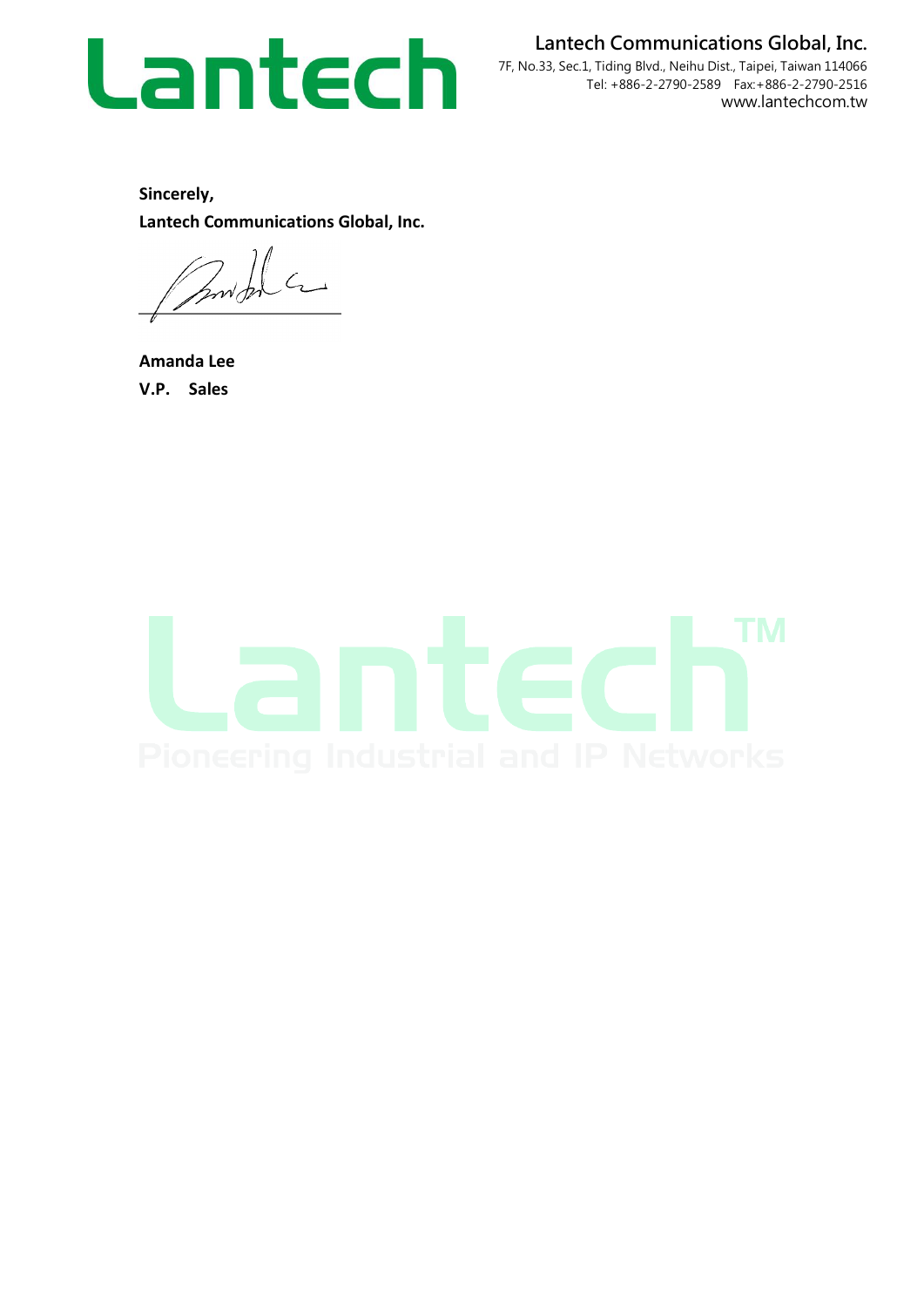**Sincerely,**

**Lantech Communications Global, Inc.**

**Amanda Lee**

**V.P.   Sales**